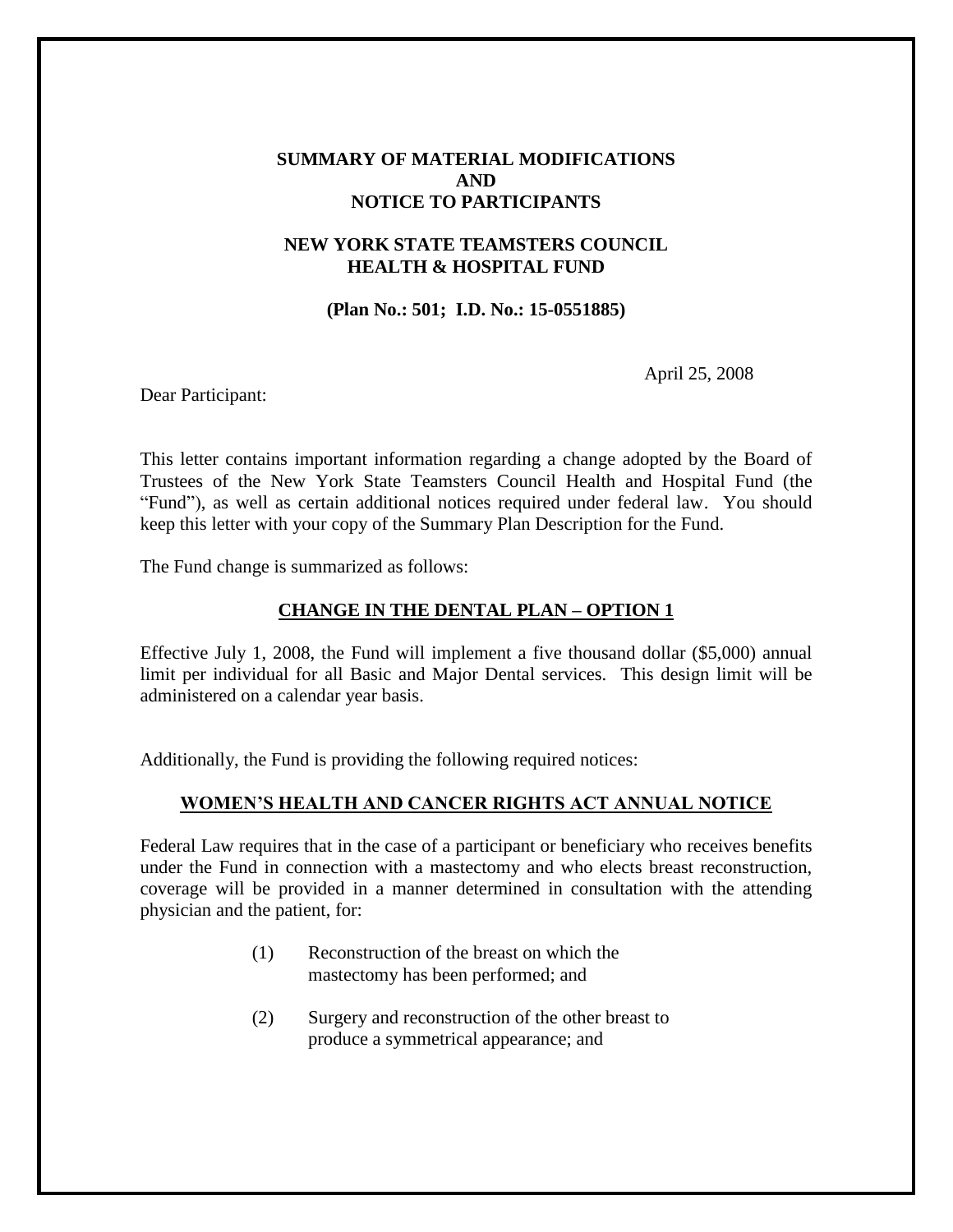# SUMMARY OF MATERIAL MODIFICATIONS AND NOTICE TO PARTICIPANTS

## NEW YORK STATE TEAMSTERS COUNCIL HEALTH & HOSPITAL FUND

**(Plan No.: 501; I.D. No.: 15-0551885)**

April 25, 2008

Dear Participant:

This letter contains important information regarding a change adopted by the Board of Trustees of the New York State Teamsters Council Health and Hospital Fund (the "Fund"), as well as certain additional notices required under federal law. You should keep this letter with your copy of the Summary Plan Description for the Fund.

The Fund change is summarized as follows:

### CHANGE IN THE DENTAL PLAN – OPTION 1

Effective July 1, 2008, the Fund will implement a five thousand dollar ($5,000) annual limit per individual for all Basic and Major Dental services. This design limit will be administered on a calendar year basis.

Additionally, the Fund is providing the following required notices:

### WOMEN'S HEALTH AND CANCER RIGHTS ACT ANNUAL NOTICE

Federal Law requires that in the case of a participant or beneficiary who receives benefits under the Fund in connection with a mastectomy and who elects breast reconstruction, coverage will be provided in a manner determined in consultation with the attending physician and the patient, for:

(1) Reconstruction of the breast on which the mastectomy has been performed; and

(2) Surgery and reconstruction of the other breast to produce a symmetrical appearance; and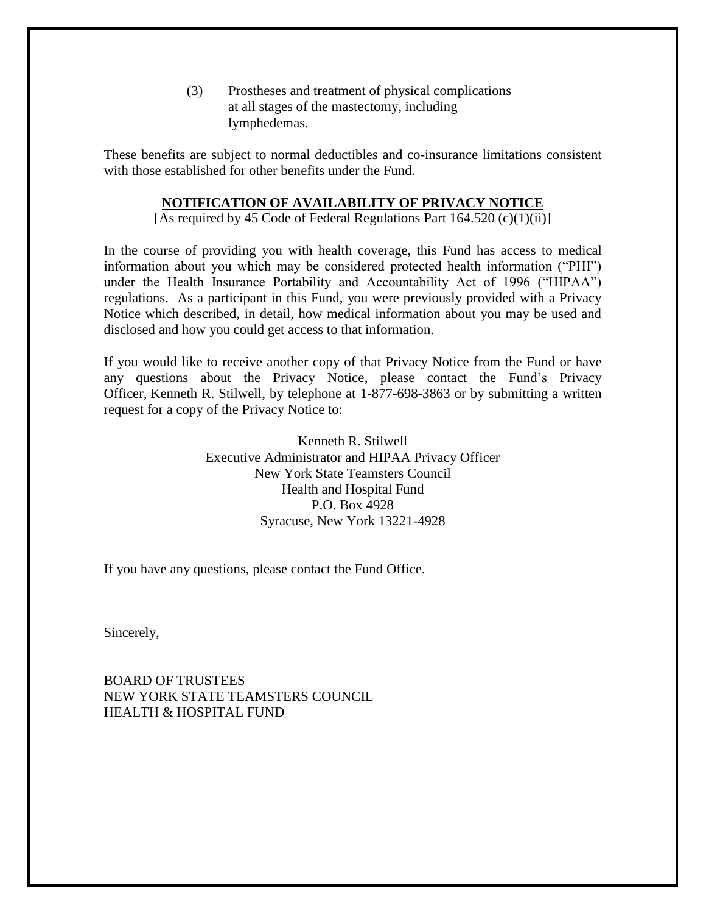(3) Prostheses and treatment of physical complications at all stages of the mastectomy, including lymphedemas.

These benefits are subject to normal deductibles and co-insurance limitations consistent with those established for other benefits under the Fund.

## NOTIFICATION OF AVAILABILITY OF PRIVACY NOTICE

[As required by 45 Code of Federal Regulations Part 164.520 (c)(1)(ii)]

In the course of providing you with health coverage, this Fund has access to medical information about you which may be considered protected health information ("PHI") under the Health Insurance Portability and Accountability Act of 1996 ("HIPAA") regulations. As a participant in this Fund, you were previously provided with a Privacy Notice which described, in detail, how medical information about you may be used and disclosed and how you could get access to that information.

If you would like to receive another copy of that Privacy Notice from the Fund or have any questions about the Privacy Notice, please contact the Fund's Privacy Officer, Kenneth R. Stilwell, by telephone at 1-877-698-3863 or by submitting a written request for a copy of the Privacy Notice to:

Kenneth R. Stilwell  
Executive Administrator and HIPAA Privacy Officer  
New York State Teamsters Council  
Health and Hospital Fund  
P.O. Box 4928  
Syracuse, New York 13221-4928

If you have any questions, please contact the Fund Office.

Sincerely,

BOARD OF TRUSTEES  
NEW YORK STATE TEAMSTERS COUNCIL  
HEALTH & HOSPITAL FUND